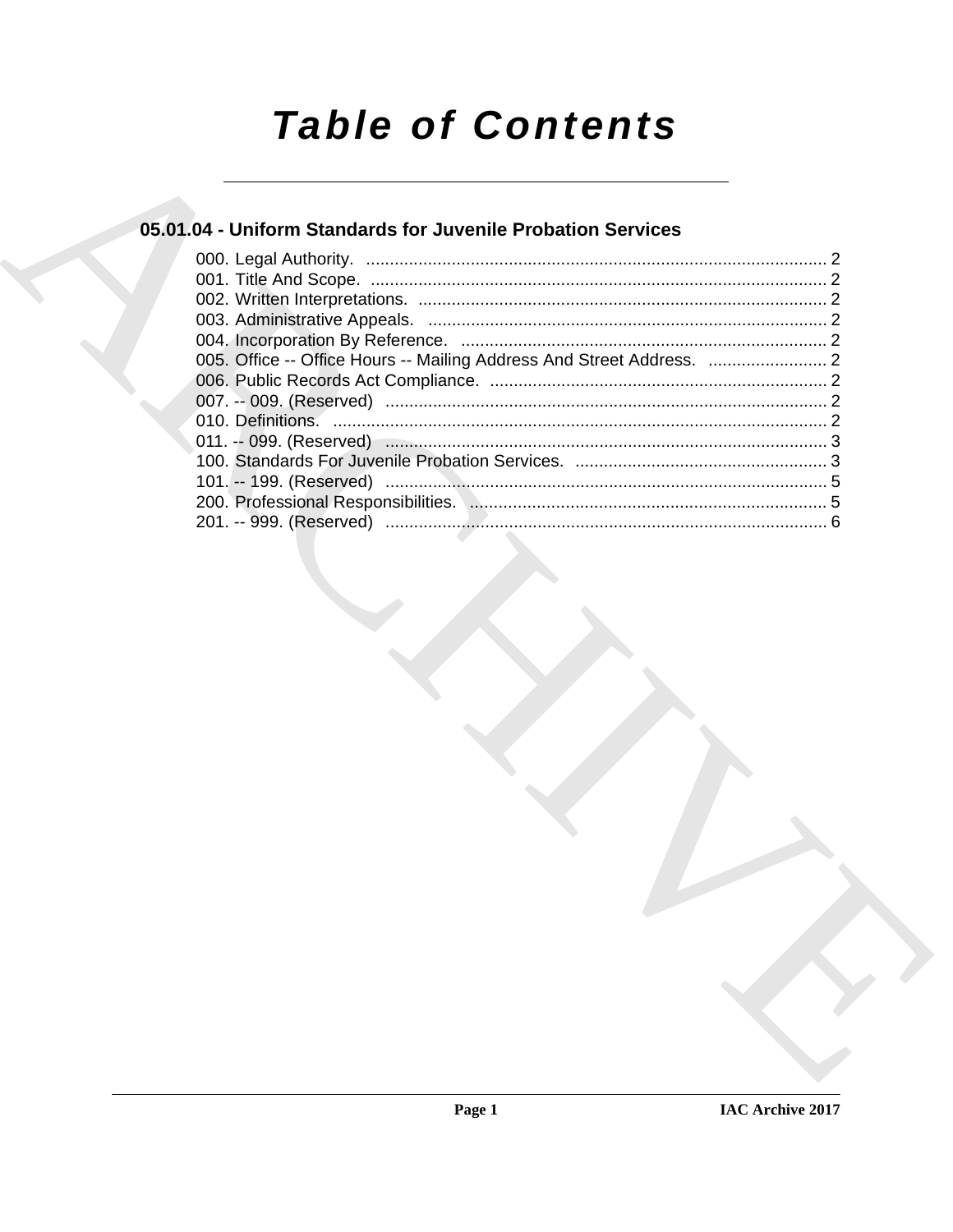# Table of Contents

## 05.01.04 - Uniform Standards for Juvenile Probation Services

000. Legal Authority. ........................................................................................ 2
001. Title And Scope. ........................................................................................ 2
002. Written Interpretations. ........................................................................................ 2
003. Administrative Appeals. ........................................................................................ 2
004. Incorporation By Reference. ........................................................................................ 2
005. Office -- Office Hours -- Mailing Address And Street Address. ........................ 2
006. Public Records Act Compliance. ........................................................................................ 2
007. -- 009. (Reserved) ........................................................................................ 2
010. Definitions. ........................................................................................ 2
011. -- 099. (Reserved) ........................................................................................ 3
100. Standards For Juvenile Probation Services. ........................................................ 3
101. -- 199. (Reserved) ........................................................................................ 5
200. Professional Responsibilities. ........................................................................................ 5
201. -- 999. (Reserved) ........................................................................................ 6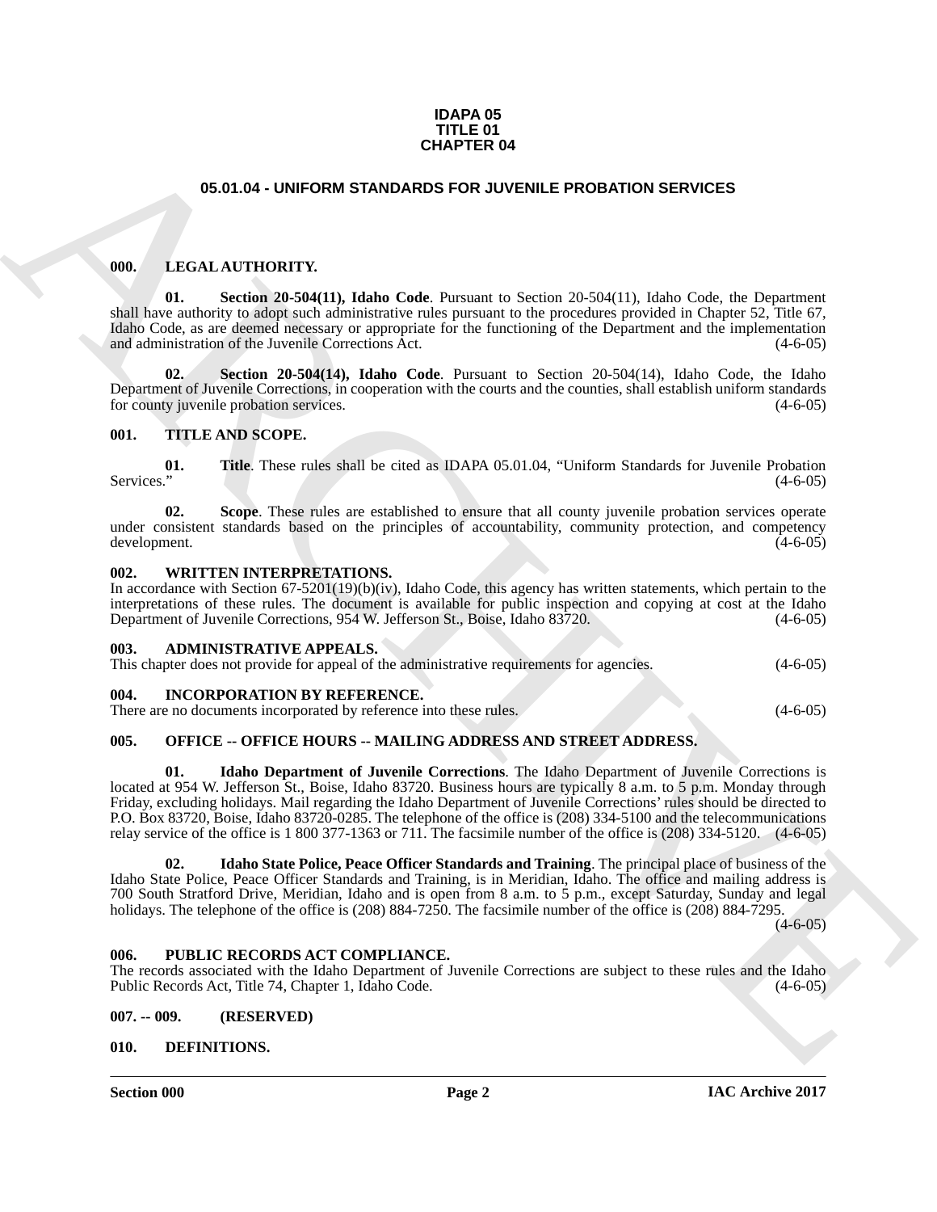**IDAPA 05**
**TITLE 01**
**CHAPTER 04**

# 05.01.04 - UNIFORM STANDARDS FOR JUVENILE PROBATION SERVICES

## 000. LEGAL AUTHORITY.

**01. Section 20-504(11), Idaho Code**. Pursuant to Section 20-504(11), Idaho Code, the Department shall have authority to adopt such administrative rules pursuant to the procedures provided in Chapter 52, Title 67, Idaho Code, as are deemed necessary or appropriate for the functioning of the Department and the implementation and administration of the Juvenile Corrections Act. (4-6-05)

**02. Section 20-504(14), Idaho Code**. Pursuant to Section 20-504(14), Idaho Code, the Idaho Department of Juvenile Corrections, in cooperation with the courts and the counties, shall establish uniform standards for county juvenile probation services. (4-6-05)

## 001. TITLE AND SCOPE.

**01. Title**. These rules shall be cited as IDAPA 05.01.04, "Uniform Standards for Juvenile Probation Services." (4-6-05)

**02. Scope**. These rules are established to ensure that all county juvenile probation services operate under consistent standards based on the principles of accountability, community protection, and competency development. (4-6-05)

## 002. WRITTEN INTERPRETATIONS.

In accordance with Section 67-5201(19)(b)(iv), Idaho Code, this agency has written statements, which pertain to the interpretations of these rules. The document is available for public inspection and copying at cost at the Idaho Department of Juvenile Corrections, 954 W. Jefferson St., Boise, Idaho 83720. (4-6-05)

## 003. ADMINISTRATIVE APPEALS.

This chapter does not provide for appeal of the administrative requirements for agencies. (4-6-05)

## 004. INCORPORATION BY REFERENCE.

There are no documents incorporated by reference into these rules. (4-6-05)

## 005. OFFICE -- OFFICE HOURS -- MAILING ADDRESS AND STREET ADDRESS.

**01. Idaho Department of Juvenile Corrections**. The Idaho Department of Juvenile Corrections is located at 954 W. Jefferson St., Boise, Idaho 83720. Business hours are typically 8 a.m. to 5 p.m. Monday through Friday, excluding holidays. Mail regarding the Idaho Department of Juvenile Corrections' rules should be directed to P.O. Box 83720, Boise, Idaho 83720-0285. The telephone of the office is (208) 334-5100 and the telecommunications relay service of the office is 1 800 377-1363 or 711. The facsimile number of the office is (208) 334-5120. (4-6-05)

**02. Idaho State Police, Peace Officer Standards and Training**. The principal place of business of the Idaho State Police, Peace Officer Standards and Training, is in Meridian, Idaho. The office and mailing address is 700 South Stratford Drive, Meridian, Idaho and is open from 8 a.m. to 5 p.m., except Saturday, Sunday and legal holidays. The telephone of the office is (208) 884-7250. The facsimile number of the office is (208) 884-7295. (4-6-05)

## 006. PUBLIC RECORDS ACT COMPLIANCE.

The records associated with the Idaho Department of Juvenile Corrections are subject to these rules and the Idaho Public Records Act, Title 74, Chapter 1, Idaho Code. (4-6-05)

## 007. -- 009. (RESERVED)

## 010. DEFINITIONS.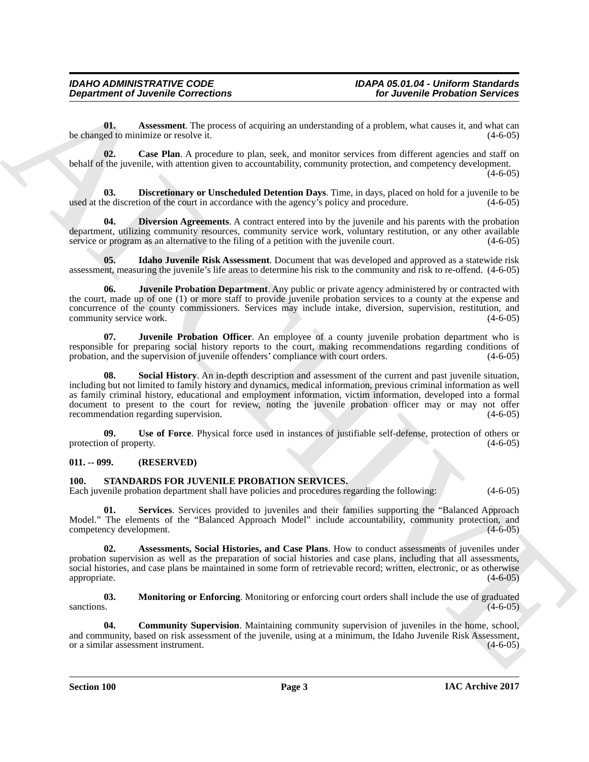**01. Assessment**. The process of acquiring an understanding of a problem, what causes it, and what can be changed to minimize or resolve it. (4-6-05)

**02. Case Plan**. A procedure to plan, seek, and monitor services from different agencies and staff on behalf of the juvenile, with attention given to accountability, community protection, and competency development. (4-6-05)

**03. Discretionary or Unscheduled Detention Days**. Time, in days, placed on hold for a juvenile to be used at the discretion of the court in accordance with the agency's policy and procedure. (4-6-05)

**04. Diversion Agreements**. A contract entered into by the juvenile and his parents with the probation department, utilizing community resources, community service work, voluntary restitution, or any other available service or program as an alternative to the filing of a petition with the juvenile court. (4-6-05)

**05. Idaho Juvenile Risk Assessment**. Document that was developed and approved as a statewide risk assessment, measuring the juvenile's life areas to determine his risk to the community and risk to re-offend. (4-6-05)

**06. Juvenile Probation Department**. Any public or private agency administered by or contracted with the court, made up of one (1) or more staff to provide juvenile probation services to a county at the expense and concurrence of the county commissioners. Services may include intake, diversion, supervision, restitution, and community service work. (4-6-05)

**07. Juvenile Probation Officer**. An employee of a county juvenile probation department who is responsible for preparing social history reports to the court, making recommendations regarding conditions of probation, and the supervision of juvenile offenders' compliance with court orders. (4-6-05)

**08. Social History**. An in-depth description and assessment of the current and past juvenile situation, including but not limited to family history and dynamics, medical information, previous criminal information as well as family criminal history, educational and employment information, victim information, developed into a formal document to present to the court for review, noting the juvenile probation officer may or may not offer recommendation regarding supervision. (4-6-05)

**09. Use of Force**. Physical force used in instances of justifiable self-defense, protection of others or protection of property. (4-6-05)

**011. -- 099. (RESERVED)**

**100. STANDARDS FOR JUVENILE PROBATION SERVICES.**

Each juvenile probation department shall have policies and procedures regarding the following: (4-6-05)

**01. Services**. Services provided to juveniles and their families supporting the "Balanced Approach Model." The elements of the "Balanced Approach Model" include accountability, community protection, and competency development. (4-6-05)

**02. Assessments, Social Histories, and Case Plans**. How to conduct assessments of juveniles under probation supervision as well as the preparation of social histories and case plans, including that all assessments, social histories, and case plans be maintained in some form of retrievable record; written, electronic, or as otherwise appropriate. (4-6-05)

**03. Monitoring or Enforcing**. Monitoring or enforcing court orders shall include the use of graduated sanctions. (4-6-05)

**04. Community Supervision**. Maintaining community supervision of juveniles in the home, school, and community, based on risk assessment of the juvenile, using at a minimum, the Idaho Juvenile Risk Assessment, or a similar assessment instrument. (4-6-05)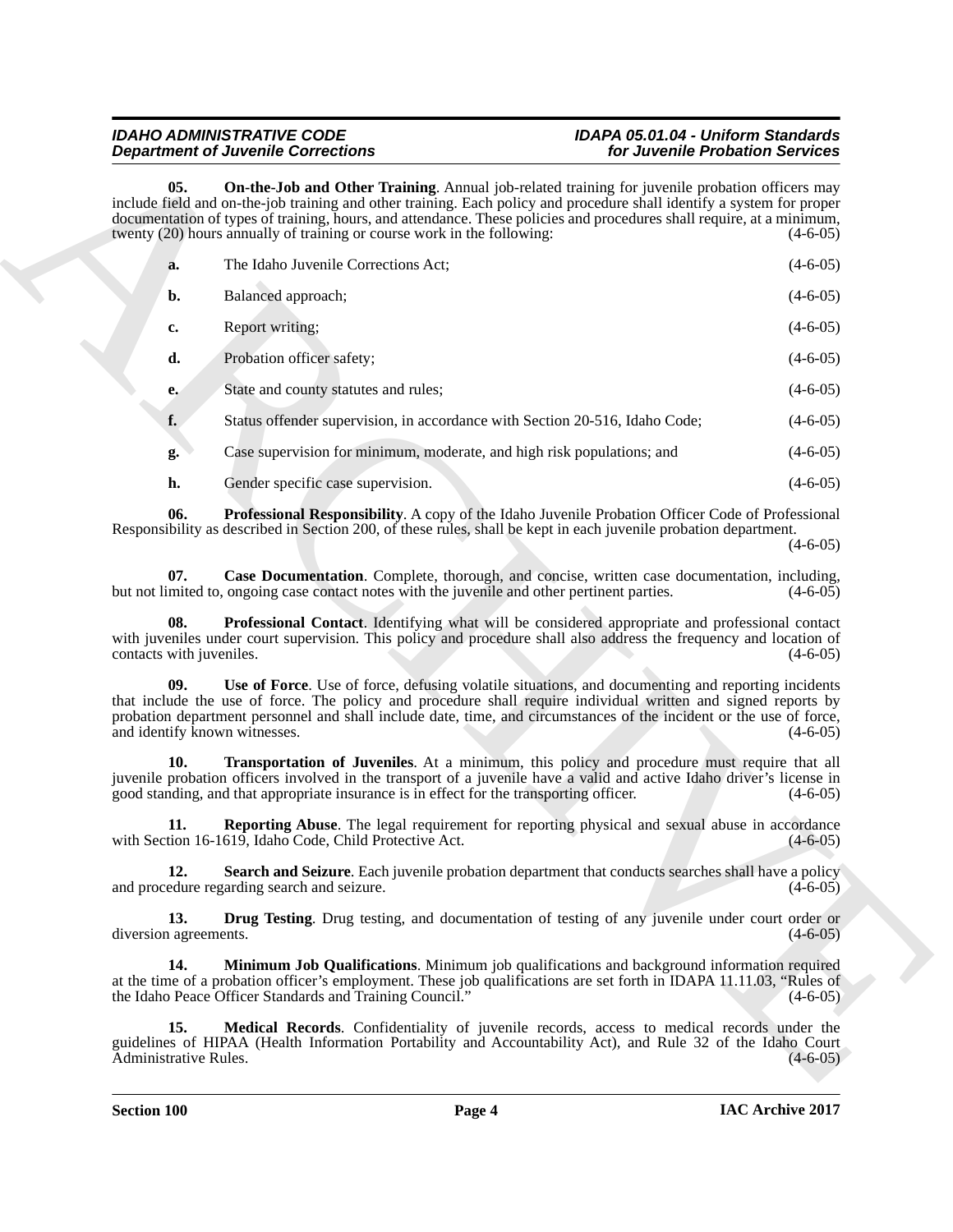**05. On-the-Job and Other Training**. Annual job-related training for juvenile probation officers may include field and on-the-job training and other training. Each policy and procedure shall identify a system for proper documentation of types of training, hours, and attendance. These policies and procedures shall require, at a minimum, twenty (20) hours annually of training or course work in the following: (4-6-05)

a. The Idaho Juvenile Corrections Act; (4-6-05)

b. Balanced approach; (4-6-05)

c. Report writing; (4-6-05)

d. Probation officer safety; (4-6-05)

e. State and county statutes and rules; (4-6-05)

f. Status offender supervision, in accordance with Section 20-516, Idaho Code; (4-6-05)

g. Case supervision for minimum, moderate, and high risk populations; and (4-6-05)

h. Gender specific case supervision. (4-6-05)

**06. Professional Responsibility**. A copy of the Idaho Juvenile Probation Officer Code of Professional Responsibility as described in Section 200, of these rules, shall be kept in each juvenile probation department. (4-6-05)

**07. Case Documentation**. Complete, thorough, and concise, written case documentation, including, but not limited to, ongoing case contact notes with the juvenile and other pertinent parties. (4-6-05)

**08. Professional Contact**. Identifying what will be considered appropriate and professional contact with juveniles under court supervision. This policy and procedure shall also address the frequency and location of contacts with juveniles. (4-6-05)

**09. Use of Force**. Use of force, defusing volatile situations, and documenting and reporting incidents that include the use of force. The policy and procedure shall require individual written and signed reports by probation department personnel and shall include date, time, and circumstances of the incident or the use of force, and identify known witnesses. (4-6-05)

**10. Transportation of Juveniles**. At a minimum, this policy and procedure must require that all juvenile probation officers involved in the transport of a juvenile have a valid and active Idaho driver's license in good standing, and that appropriate insurance is in effect for the transporting officer. (4-6-05)

**11. Reporting Abuse**. The legal requirement for reporting physical and sexual abuse in accordance with Section 16-1619, Idaho Code, Child Protective Act. (4-6-05)

**12. Search and Seizure**. Each juvenile probation department that conducts searches shall have a policy and procedure regarding search and seizure. (4-6-05)

**13. Drug Testing**. Drug testing, and documentation of testing of any juvenile under court order or diversion agreements. (4-6-05)

**14. Minimum Job Qualifications**. Minimum job qualifications and background information required at the time of a probation officer's employment. These job qualifications are set forth in IDAPA 11.11.03, "Rules of the Idaho Peace Officer Standards and Training Council." (4-6-05)

**15. Medical Records**. Confidentiality of juvenile records, access to medical records under the guidelines of HIPAA (Health Information Portability and Accountability Act), and Rule 32 of the Idaho Court Administrative Rules. (4-6-05)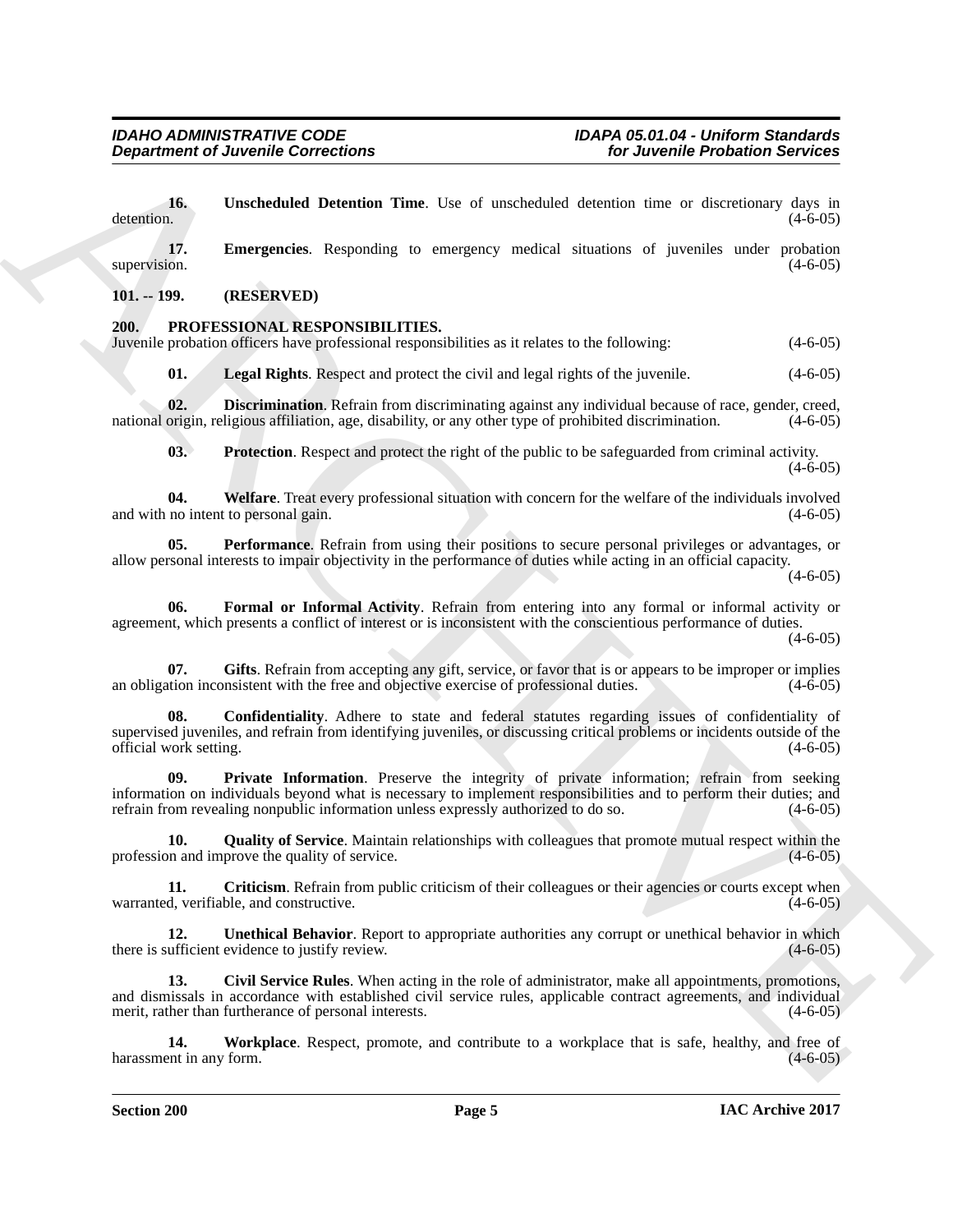**16. Unscheduled Detention Time**. Use of unscheduled detention time or discretionary days in detention. (4-6-05)

**17. Emergencies**. Responding to emergency medical situations of juveniles under probation supervision. (4-6-05)

## 101. -- 199. (RESERVED)

## 200. PROFESSIONAL RESPONSIBILITIES.

Juvenile probation officers have professional responsibilities as it relates to the following: (4-6-05)

**01. Legal Rights**. Respect and protect the civil and legal rights of the juvenile. (4-6-05)

**02. Discrimination**. Refrain from discriminating against any individual because of race, gender, creed, national origin, religious affiliation, age, disability, or any other type of prohibited discrimination. (4-6-05)

**03. Protection**. Respect and protect the right of the public to be safeguarded from criminal activity. (4-6-05)

**04. Welfare**. Treat every professional situation with concern for the welfare of the individuals involved and with no intent to personal gain. (4-6-05)

**05. Performance**. Refrain from using their positions to secure personal privileges or advantages, or allow personal interests to impair objectivity in the performance of duties while acting in an official capacity. (4-6-05)

**06. Formal or Informal Activity**. Refrain from entering into any formal or informal activity or agreement, which presents a conflict of interest or is inconsistent with the conscientious performance of duties. (4-6-05)

**07. Gifts**. Refrain from accepting any gift, service, or favor that is or appears to be improper or implies an obligation inconsistent with the free and objective exercise of professional duties. (4-6-05)

**08. Confidentiality**. Adhere to state and federal statutes regarding issues of confidentiality of supervised juveniles, and refrain from identifying juveniles, or discussing critical problems or incidents outside of the official work setting. (4-6-05)

**09. Private Information**. Preserve the integrity of private information; refrain from seeking information on individuals beyond what is necessary to implement responsibilities and to perform their duties; and refrain from revealing nonpublic information unless expressly authorized to do so. (4-6-05)

**10. Quality of Service**. Maintain relationships with colleagues that promote mutual respect within the profession and improve the quality of service. (4-6-05)

**11. Criticism**. Refrain from public criticism of their colleagues or their agencies or courts except when warranted, verifiable, and constructive. (4-6-05)

**12. Unethical Behavior**. Report to appropriate authorities any corrupt or unethical behavior in which there is sufficient evidence to justify review. (4-6-05)

**13. Civil Service Rules**. When acting in the role of administrator, make all appointments, promotions, and dismissals in accordance with established civil service rules, applicable contract agreements, and individual merit, rather than furtherance of personal interests. (4-6-05)

**14. Workplace**. Respect, promote, and contribute to a workplace that is safe, healthy, and free of harassment in any form. (4-6-05)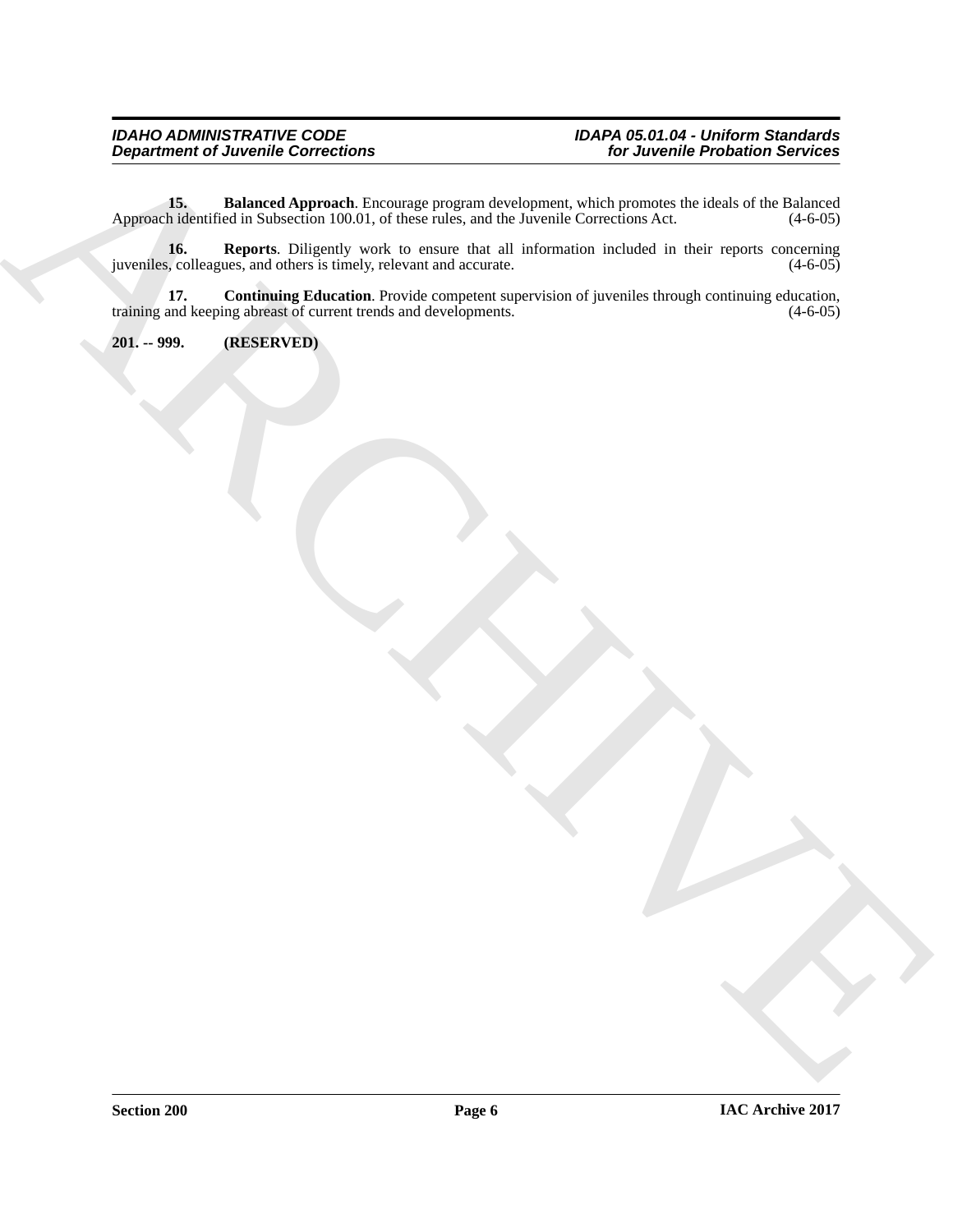**15. Balanced Approach**. Encourage program development, which promotes the ideals of the Balanced Approach identified in Subsection 100.01, of these rules, and the Juvenile Corrections Act. (4-6-05)

**16. Reports**. Diligently work to ensure that all information included in their reports concerning juveniles, colleagues, and others is timely, relevant and accurate. (4-6-05)

**17. Continuing Education**. Provide competent supervision of juveniles through continuing education, training and keeping abreast of current trends and developments. (4-6-05)

**201. -- 999. (RESERVED)**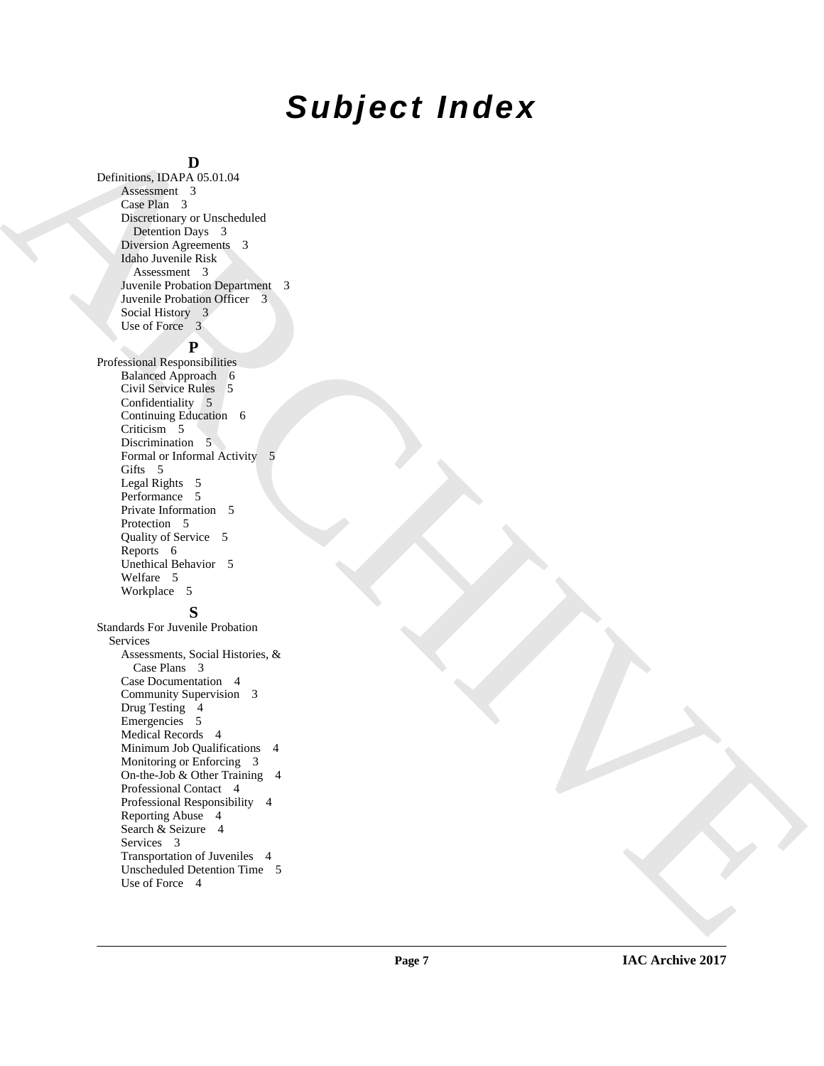# Subject Index

**D**

Definitions, IDAPA 05.01.04
- Assessment 3
- Case Plan 3
- Discretionary or Unscheduled Detention Days 3
- Diversion Agreements 3
- Idaho Juvenile Risk Assessment 3
- Juvenile Probation Department 3
- Juvenile Probation Officer 3
- Social History 3
- Use of Force 3

**P**

Professional Responsibilities
- Balanced Approach 6
- Civil Service Rules 5
- Confidentiality 5
- Continuing Education 6
- Criticism 5
- Discrimination 5
- Formal or Informal Activity 5
- Gifts 5
- Legal Rights 5
- Performance 5
- Private Information 5
- Protection 5
- Quality of Service 5
- Reports 6
- Unethical Behavior 5
- Welfare 5
- Workplace 5

**S**

Standards For Juvenile Probation Services
- Assessments, Social Histories, & Case Plans 3
- Case Documentation 4
- Community Supervision 3
- Drug Testing 4
- Emergencies 5
- Medical Records 4
- Minimum Job Qualifications 4
- Monitoring or Enforcing 3
- On-the-Job & Other Training 4
- Professional Contact 4
- Professional Responsibility 4
- Reporting Abuse 4
- Search & Seizure 4
- Services 3
- Transportation of Juveniles 4
- Unscheduled Detention Time 5
- Use of Force 4